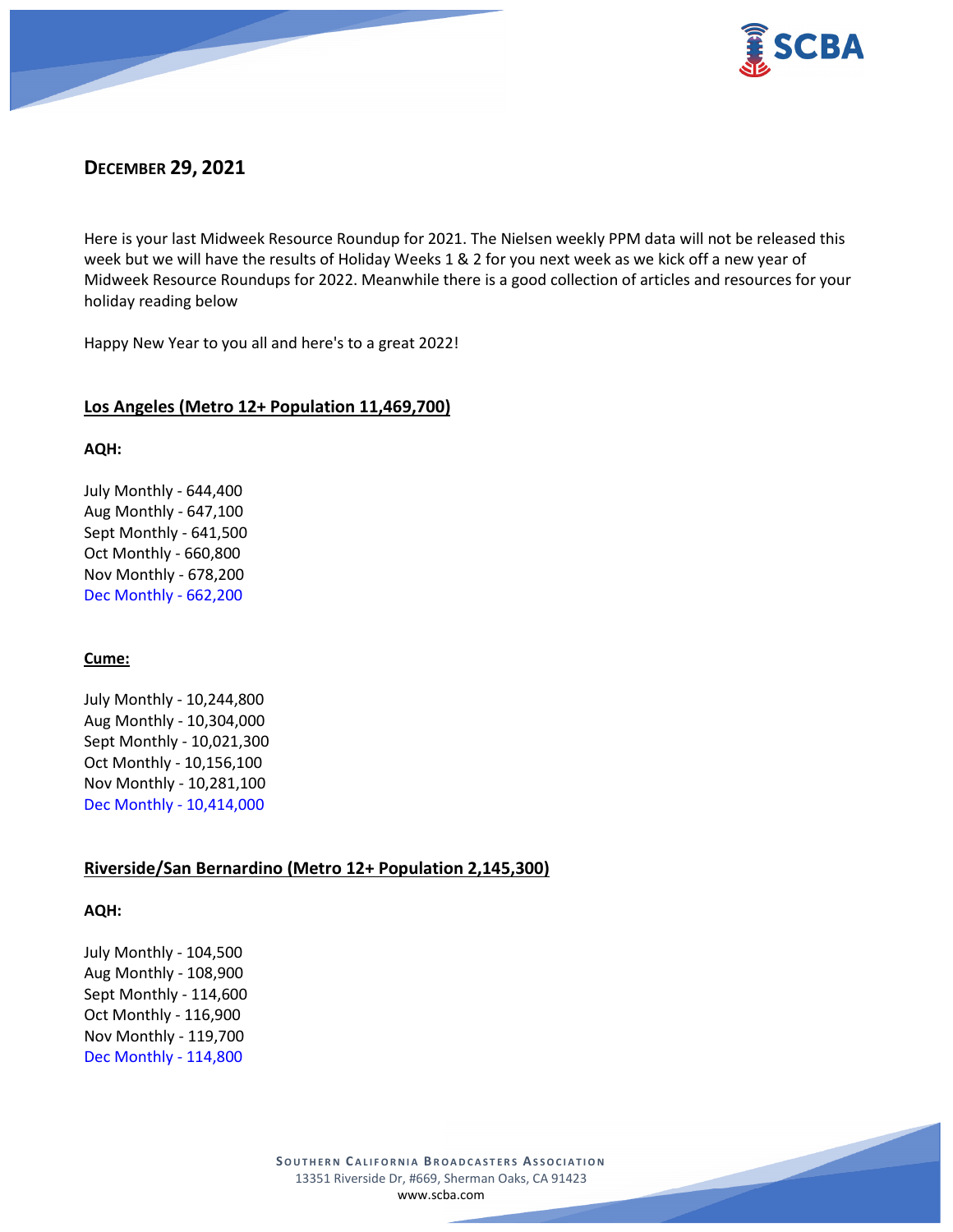## December 29, 2021

Here is your last Midweek Resource Roundup for 2021. The Nielsen weekly PPM data will not be released this week but we will have the results of Holiday Weeks 1 & 2 for you next week as we kick off a new year of Midweek Resource Roundups for 2022. Meanwhile there is a good collection of articles and resources for your holiday reading below

Happy New Year to you all and here's to a great 2022!

### Los Angeles (Metro 12+ Population 11,469,700)

**AQH:**

July Monthly - 644,400
Aug Monthly - 647,100
Sept Monthly - 641,500
Oct Monthly - 660,800
Nov Monthly - 678,200
Dec Monthly - 662,200

**Cume:**

July Monthly - 10,244,800
Aug Monthly - 10,304,000
Sept Monthly - 10,021,300
Oct Monthly - 10,156,100
Nov Monthly - 10,281,100
Dec Monthly - 10,414,000

### Riverside/San Bernardino (Metro 12+ Population 2,145,300)

**AQH:**

July Monthly - 104,500
Aug Monthly - 108,900
Sept Monthly - 114,600
Oct Monthly - 116,900
Nov Monthly - 119,700
Dec Monthly - 114,800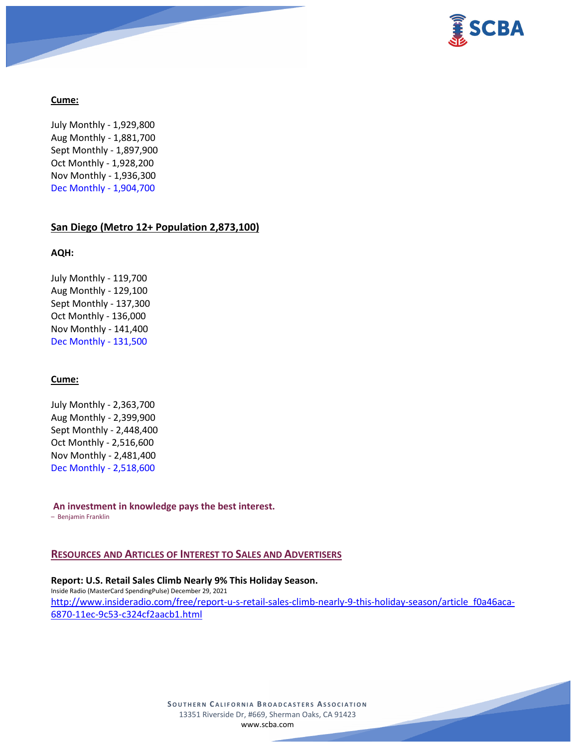**Cume:**

July Monthly - 1,929,800
Aug Monthly - 1,881,700
Sept Monthly - 1,897,900
Oct Monthly - 1,928,200
Nov Monthly - 1,936,300
Dec Monthly - 1,904,700

**San Diego (Metro 12+ Population 2,873,100)**

**AQH:**

July Monthly - 119,700
Aug Monthly - 129,100
Sept Monthly - 137,300
Oct Monthly - 136,000
Nov Monthly - 141,400
Dec Monthly - 131,500

**Cume:**

July Monthly - 2,363,700
Aug Monthly - 2,399,900
Sept Monthly - 2,448,400
Oct Monthly - 2,516,600
Nov Monthly - 2,481,400
Dec Monthly - 2,518,600

**An investment in knowledge pays the best interest.**
– Benjamin Franklin

## RESOURCES AND ARTICLES OF INTEREST TO SALES AND ADVERTISERS

**Report: U.S. Retail Sales Climb Nearly 9% This Holiday Season.**
Inside Radio (MasterCard SpendingPulse) December 29, 2021
http://www.insideradio.com/free/report-u-s-retail-sales-climb-nearly-9-this-holiday-season/article_f0a46aca-6870-11ec-9c53-c324cf2aacb1.html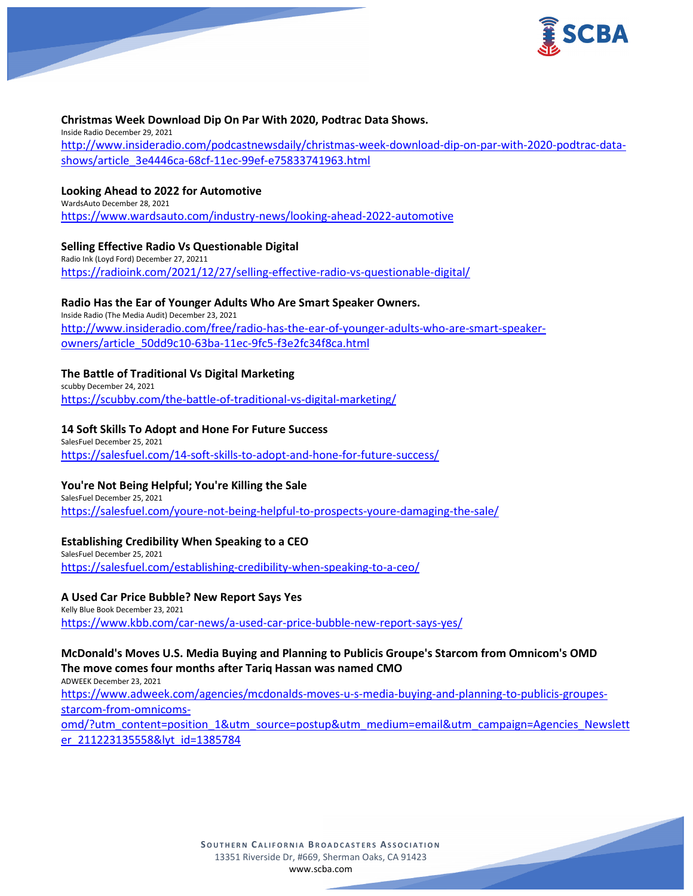**Christmas Week Download Dip On Par With 2020, Podtrac Data Shows.**
Inside Radio December 29, 2021
http://www.insideradio.com/podcastnewsdaily/christmas-week-download-dip-on-par-with-2020-podtrac-data-shows/article_3e4446ca-68cf-11ec-99ef-e75833741963.html

**Looking Ahead to 2022 for Automotive**
WardsAuto December 28, 2021
https://www.wardsauto.com/industry-news/looking-ahead-2022-automotive

**Selling Effective Radio Vs Questionable Digital**
Radio Ink (Loyd Ford) December 27, 20211
https://radioink.com/2021/12/27/selling-effective-radio-vs-questionable-digital/

**Radio Has the Ear of Younger Adults Who Are Smart Speaker Owners.**
Inside Radio (The Media Audit) December 23, 2021
http://www.insideradio.com/free/radio-has-the-ear-of-younger-adults-who-are-smart-speaker-owners/article_50dd9c10-63ba-11ec-9fc5-f3e2fc34f8ca.html

**The Battle of Traditional Vs Digital Marketing**
scubby December 24, 2021
https://scubby.com/the-battle-of-traditional-vs-digital-marketing/

**14 Soft Skills To Adopt and Hone For Future Success**
SalesFuel December 25, 2021
https://salesfuel.com/14-soft-skills-to-adopt-and-hone-for-future-success/

**You're Not Being Helpful; You're Killing the Sale**
SalesFuel December 25, 2021
https://salesfuel.com/youre-not-being-helpful-to-prospects-youre-damaging-the-sale/

**Establishing Credibility When Speaking to a CEO**
SalesFuel December 25, 2021
https://salesfuel.com/establishing-credibility-when-speaking-to-a-ceo/

**A Used Car Price Bubble? New Report Says Yes**
Kelly Blue Book December 23, 2021
https://www.kbb.com/car-news/a-used-car-price-bubble-new-report-says-yes/

**McDonald's Moves U.S. Media Buying and Planning to Publicis Groupe's Starcom from Omnicom's OMD**
**The move comes four months after Tariq Hassan was named CMO**
ADWEEK December 23, 2021
https://www.adweek.com/agencies/mcdonalds-moves-u-s-media-buying-and-planning-to-publicis-groupes-starcom-from-omnicoms-omd/?utm_content=position_1&utm_source=postup&utm_medium=email&utm_campaign=Agencies_Newsletter_211223135558&lyt_id=1385784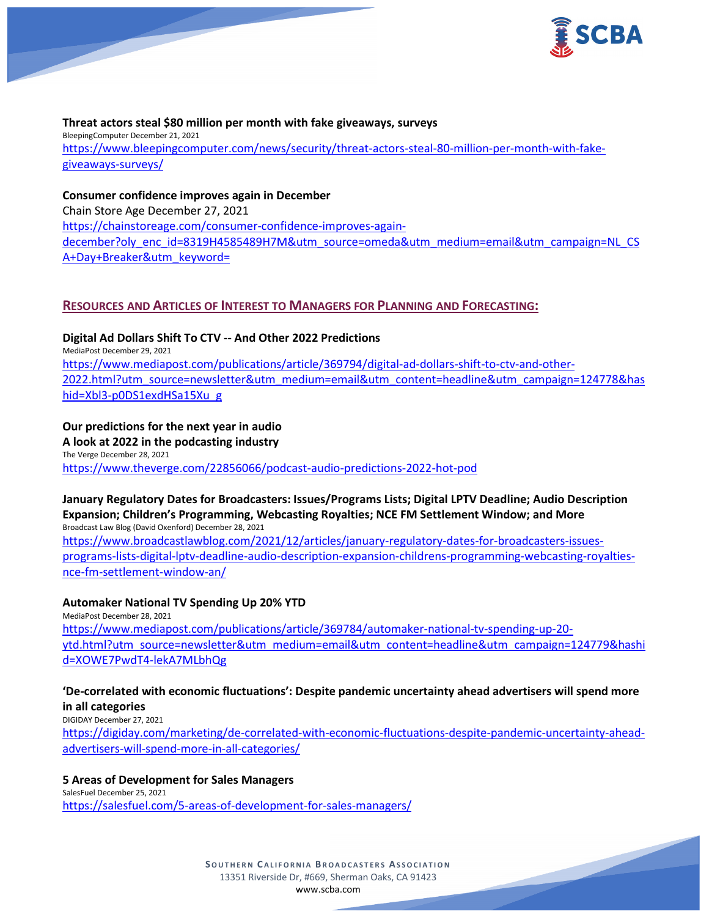**Threat actors steal $80 million per month with fake giveaways, surveys**
BleepingComputer December 21, 2021
https://www.bleepingcomputer.com/news/security/threat-actors-steal-80-million-per-month-with-fake-giveaways-surveys/

**Consumer confidence improves again in December**
Chain Store Age December 27, 2021
https://chainstoreage.com/consumer-confidence-improves-again-december?oly_enc_id=8319H4585489H7M&utm_source=omeda&utm_medium=email&utm_campaign=NL_CSA+Day+Breaker&utm_keyword=

## RESOURCES AND ARTICLES OF INTEREST TO MANAGERS FOR PLANNING AND FORECASTING:

**Digital Ad Dollars Shift To CTV -- And Other 2022 Predictions**
MediaPost December 29, 2021
https://www.mediapost.com/publications/article/369794/digital-ad-dollars-shift-to-ctv-and-other-2022.html?utm_source=newsletter&utm_medium=email&utm_content=headline&utm_campaign=124778&hashid=Xbl3-p0DS1exdHSa15Xu_g

**Our predictions for the next year in audio**
**A look at 2022 in the podcasting industry**
The Verge December 28, 2021
https://www.theverge.com/22856066/podcast-audio-predictions-2022-hot-pod

**January Regulatory Dates for Broadcasters: Issues/Programs Lists; Digital LPTV Deadline; Audio Description Expansion; Children's Programming, Webcasting Royalties; NCE FM Settlement Window; and More**
Broadcast Law Blog (David Oxenford) December 28, 2021
https://www.broadcastlawblog.com/2021/12/articles/january-regulatory-dates-for-broadcasters-issues-programs-lists-digital-lptv-deadline-audio-description-expansion-childrens-programming-webcasting-royalties-nce-fm-settlement-window-an/

**Automaker National TV Spending Up 20% YTD**
MediaPost December 28, 2021
https://www.mediapost.com/publications/article/369784/automaker-national-tv-spending-up-20-ytd.html?utm_source=newsletter&utm_medium=email&utm_content=headline&utm_campaign=124779&hashid=XOWE7PwdT4-lekA7MLbhQg

**'De-correlated with economic fluctuations': Despite pandemic uncertainty ahead advertisers will spend more in all categories**
DIGIDAY December 27, 2021
https://digiday.com/marketing/de-correlated-with-economic-fluctuations-despite-pandemic-uncertainty-ahead-advertisers-will-spend-more-in-all-categories/

**5 Areas of Development for Sales Managers**
SalesFuel December 25, 2021
https://salesfuel.com/5-areas-of-development-for-sales-managers/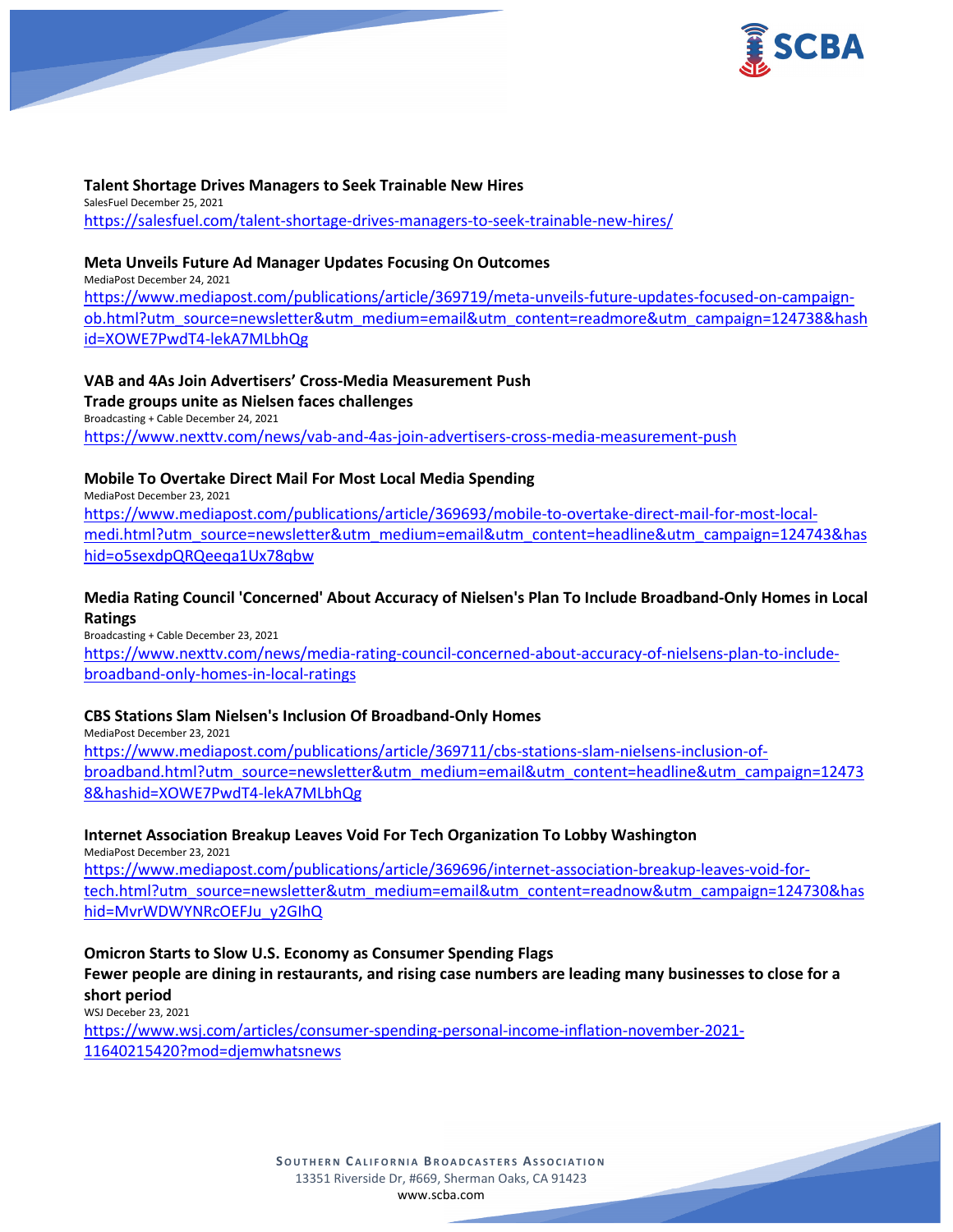**Talent Shortage Drives Managers to Seek Trainable New Hires**
SalesFuel December 25, 2021
https://salesfuel.com/talent-shortage-drives-managers-to-seek-trainable-new-hires/

**Meta Unveils Future Ad Manager Updates Focusing On Outcomes**
MediaPost December 24, 2021
https://www.mediapost.com/publications/article/369719/meta-unveils-future-updates-focused-on-campaign-ob.html?utm_source=newsletter&utm_medium=email&utm_content=readmore&utm_campaign=124738&hashid=XOWE7PwdT4-lekA7MLbhQg

**VAB and 4As Join Advertisers' Cross-Media Measurement Push**
**Trade groups unite as Nielsen faces challenges**
Broadcasting + Cable December 24, 2021
https://www.nexttv.com/news/vab-and-4as-join-advertisers-cross-media-measurement-push

**Mobile To Overtake Direct Mail For Most Local Media Spending**
MediaPost December 23, 2021
https://www.mediapost.com/publications/article/369693/mobile-to-overtake-direct-mail-for-most-local-medi.html?utm_source=newsletter&utm_medium=email&utm_content=headline&utm_campaign=124743&hashid=o5sexdpQRQeeqa1Ux78qbw

**Media Rating Council 'Concerned' About Accuracy of Nielsen's Plan To Include Broadband-Only Homes in Local Ratings**
Broadcasting + Cable December 23, 2021
https://www.nexttv.com/news/media-rating-council-concerned-about-accuracy-of-nielsens-plan-to-include-broadband-only-homes-in-local-ratings

**CBS Stations Slam Nielsen's Inclusion Of Broadband-Only Homes**
MediaPost December 23, 2021
https://www.mediapost.com/publications/article/369711/cbs-stations-slam-nielsens-inclusion-of-broadband.html?utm_source=newsletter&utm_medium=email&utm_content=headline&utm_campaign=124738&hashid=XOWE7PwdT4-lekA7MLbhQg

**Internet Association Breakup Leaves Void For Tech Organization To Lobby Washington**
MediaPost December 23, 2021
https://www.mediapost.com/publications/article/369696/internet-association-breakup-leaves-void-for-tech.html?utm_source=newsletter&utm_medium=email&utm_content=readnow&utm_campaign=124730&hashid=MvrWDWYNRcOEFJu_y2GlhQ

**Omicron Starts to Slow U.S. Economy as Consumer Spending Flags**
**Fewer people are dining in restaurants, and rising case numbers are leading many businesses to close for a short period**
WSJ Deceber 23, 2021
https://www.wsj.com/articles/consumer-spending-personal-income-inflation-november-2021-11640215420?mod=djemwhatsnews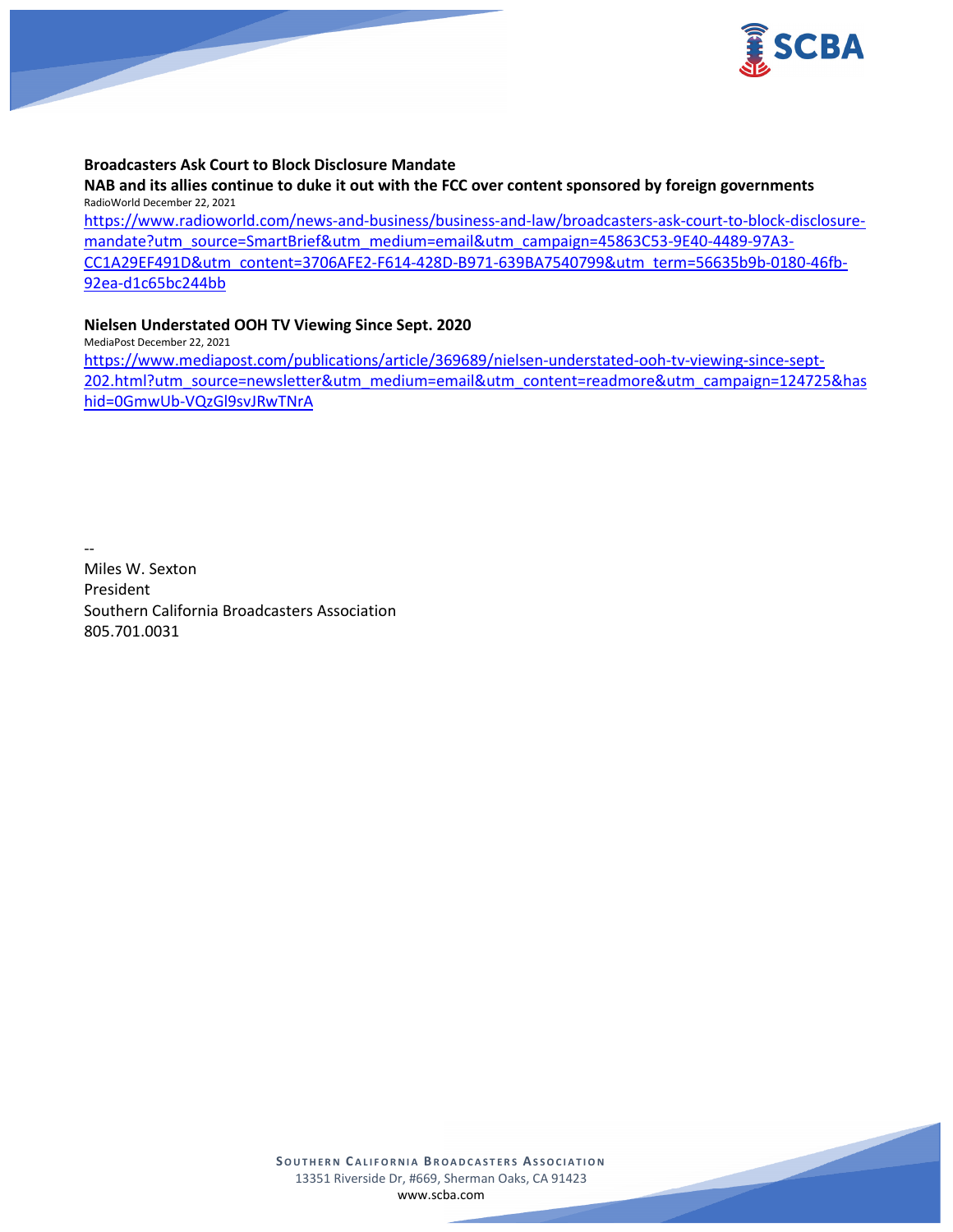**Broadcasters Ask Court to Block Disclosure Mandate**

**NAB and its allies continue to duke it out with the FCC over content sponsored by foreign governments**

RadioWorld December 22, 2021

https://www.radioworld.com/news-and-business/business-and-law/broadcasters-ask-court-to-block-disclosure-mandate?utm_source=SmartBrief&utm_medium=email&utm_campaign=45863C53-9E40-4489-97A3-CC1A29EF491D&utm_content=3706AFE2-F614-428D-B971-639BA7540799&utm_term=56635b9b-0180-46fb-92ea-d1c65bc244bb

**Nielsen Understated OOH TV Viewing Since Sept. 2020**

MediaPost December 22, 2021

https://www.mediapost.com/publications/article/369689/nielsen-understated-ooh-tv-viewing-since-sept-202.html?utm_source=newsletter&utm_medium=email&utm_content=readmore&utm_campaign=124725&hashid=0GmwUb-VQzGl9svJRwTNrA

--

Miles W. Sexton
President
Southern California Broadcasters Association
805.701.0031